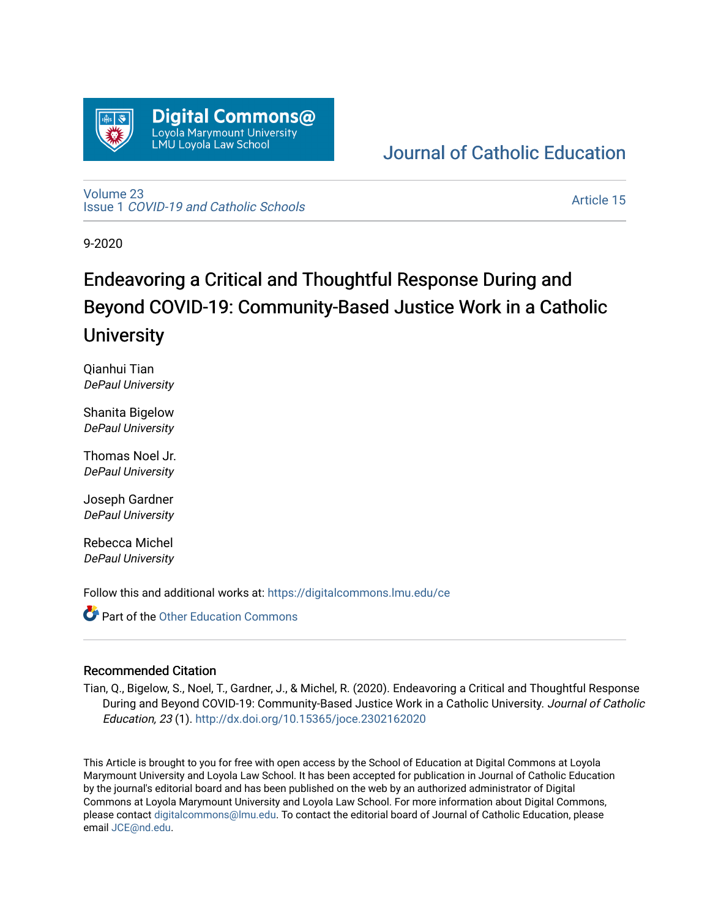Digital Commons@
Loyola Marymount University
LMU Loyola Law School

Journal of Catholic Education

Volume 23
Issue 1 *COVID-19 and Catholic Schools*

Article 15

9-2020

# Endeavoring a Critical and Thoughtful Response During and Beyond COVID-19: Community-Based Justice Work in a Catholic University

Qianhui Tian
*DePaul University*

Shanita Bigelow
*DePaul University*

Thomas Noel Jr.
*DePaul University*

Joseph Gardner
*DePaul University*

Rebecca Michel
*DePaul University*

Follow this and additional works at: https://digitalcommons.lmu.edu/ce

Part of the Other Education Commons

## Recommended Citation

Tian, Q., Bigelow, S., Noel, T., Gardner, J., & Michel, R. (2020). Endeavoring a Critical and Thoughtful Response During and Beyond COVID-19: Community-Based Justice Work in a Catholic University. *Journal of Catholic Education, 23* (1). http://dx.doi.org/10.15365/joce.2302162020

This Article is brought to you for free with open access by the School of Education at Digital Commons at Loyola Marymount University and Loyola Law School. It has been accepted for publication in Journal of Catholic Education by the journal's editorial board and has been published on the web by an authorized administrator of Digital Commons at Loyola Marymount University and Loyola Law School. For more information about Digital Commons, please contact digitalcommons@lmu.edu. To contact the editorial board of Journal of Catholic Education, please email JCE@nd.edu.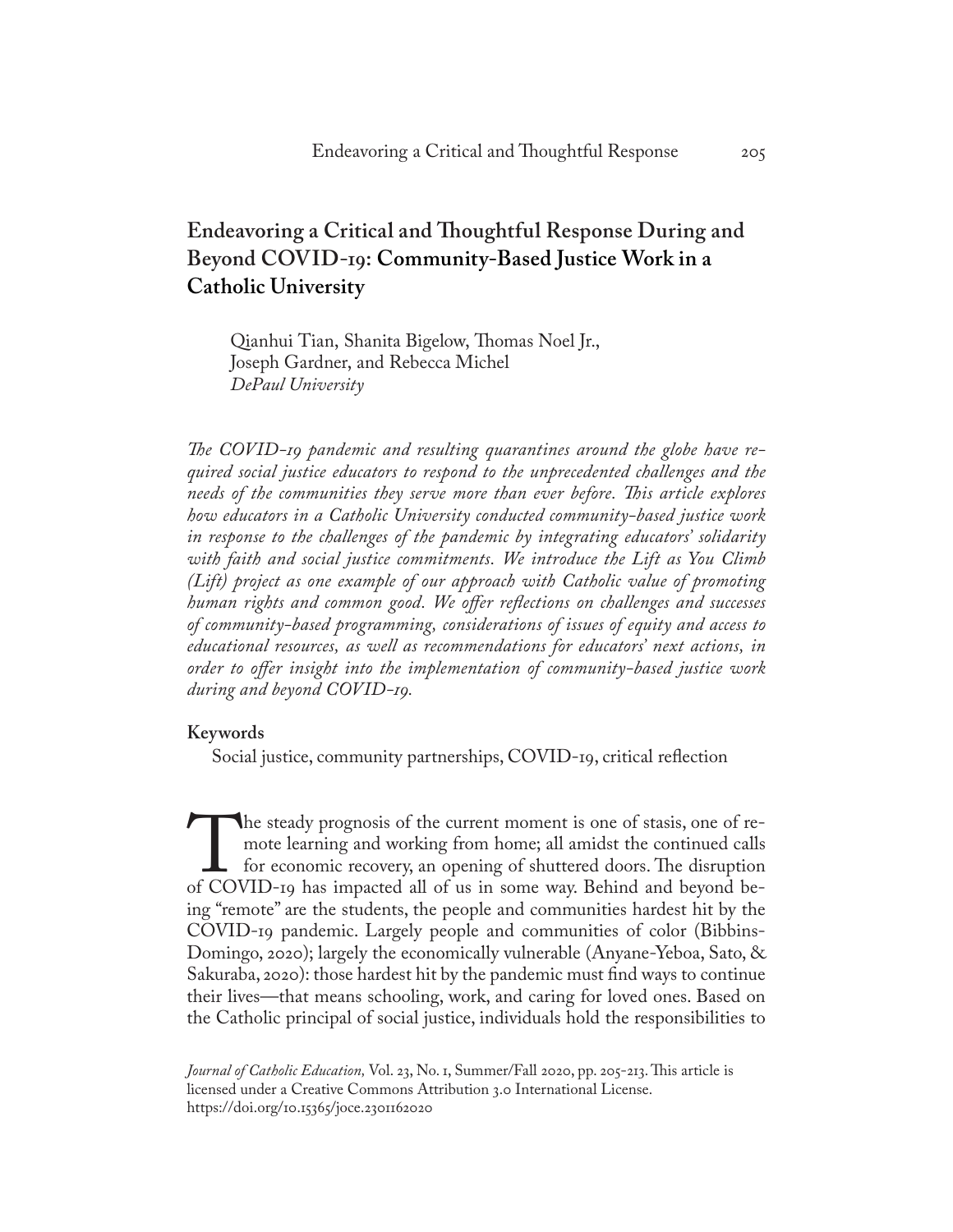# Endeavoring a Critical and Thoughtful Response During and Beyond COVID-19: Community-Based Justice Work in a Catholic University

Qianhui Tian, Shanita Bigelow, Thomas Noel Jr., Joseph Gardner, and Rebecca Michel
*DePaul University*

*The COVID-19 pandemic and resulting quarantines around the globe have required social justice educators to respond to the unprecedented challenges and the needs of the communities they serve more than ever before. This article explores how educators in a Catholic University conducted community-based justice work in response to the challenges of the pandemic by integrating educators' solidarity with faith and social justice commitments. We introduce the Lift as You Climb (Lift) project as one example of our approach with Catholic value of promoting human rights and common good. We offer reflections on challenges and successes of community-based programming, considerations of issues of equity and access to educational resources, as well as recommendations for educators' next actions, in order to offer insight into the implementation of community-based justice work during and beyond COVID-19.*

**Keywords**

Social justice, community partnerships, COVID-19, critical reflection

The steady prognosis of the current moment is one of stasis, one of remote learning and working from home; all amidst the continued calls for economic recovery, an opening of shuttered doors. The disruption of COVID-19 has impacted all of us in some way. Behind and beyond being "remote" are the students, the people and communities hardest hit by the COVID-19 pandemic. Largely people and communities of color (Bibbins-Domingo, 2020); largely the economically vulnerable (Anyane-Yeboa, Sato, & Sakuraba, 2020): those hardest hit by the pandemic must find ways to continue their lives—that means schooling, work, and caring for loved ones. Based on the Catholic principal of social justice, individuals hold the responsibilities to

*Journal of Catholic Education,* Vol. 23, No. 1, Summer/Fall 2020, pp. 205-213. This article is licensed under a Creative Commons Attribution 3.0 International License. https://doi.org/10.15365/joce.2301162020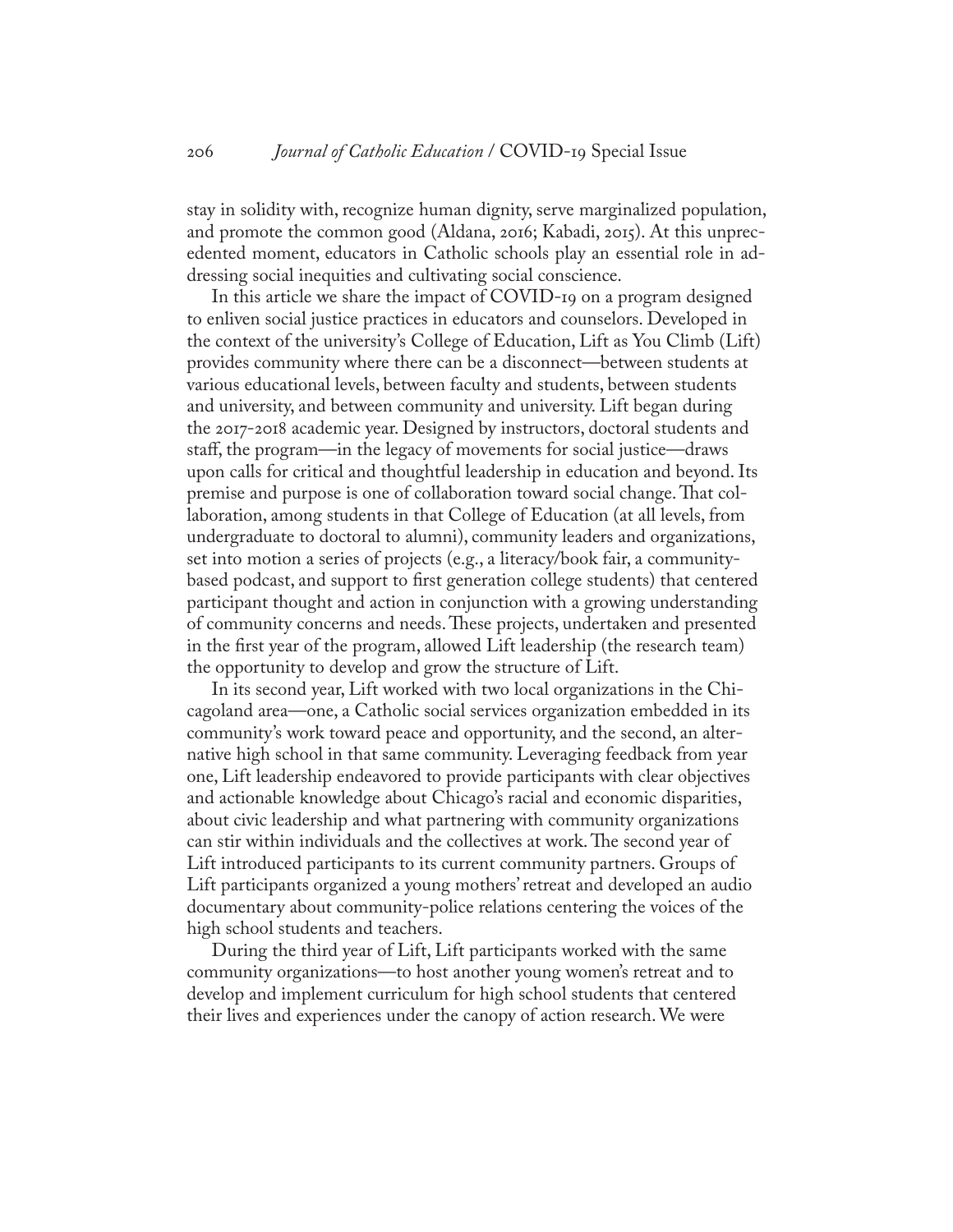stay in solidity with, recognize human dignity, serve marginalized population, and promote the common good (Aldana, 2016; Kabadi, 2015). At this unprecedented moment, educators in Catholic schools play an essential role in addressing social inequities and cultivating social conscience.

In this article we share the impact of COVID-19 on a program designed to enliven social justice practices in educators and counselors. Developed in the context of the university's College of Education, Lift as You Climb (Lift) provides community where there can be a disconnect—between students at various educational levels, between faculty and students, between students and university, and between community and university. Lift began during the 2017-2018 academic year. Designed by instructors, doctoral students and staff, the program—in the legacy of movements for social justice—draws upon calls for critical and thoughtful leadership in education and beyond. Its premise and purpose is one of collaboration toward social change. That collaboration, among students in that College of Education (at all levels, from undergraduate to doctoral to alumni), community leaders and organizations, set into motion a series of projects (e.g., a literacy/book fair, a community-based podcast, and support to first generation college students) that centered participant thought and action in conjunction with a growing understanding of community concerns and needs. These projects, undertaken and presented in the first year of the program, allowed Lift leadership (the research team) the opportunity to develop and grow the structure of Lift.

In its second year, Lift worked with two local organizations in the Chicagoland area—one, a Catholic social services organization embedded in its community's work toward peace and opportunity, and the second, an alternative high school in that same community. Leveraging feedback from year one, Lift leadership endeavored to provide participants with clear objectives and actionable knowledge about Chicago's racial and economic disparities, about civic leadership and what partnering with community organizations can stir within individuals and the collectives at work. The second year of Lift introduced participants to its current community partners. Groups of Lift participants organized a young mothers' retreat and developed an audio documentary about community-police relations centering the voices of the high school students and teachers.

During the third year of Lift, Lift participants worked with the same community organizations—to host another young women's retreat and to develop and implement curriculum for high school students that centered their lives and experiences under the canopy of action research. We were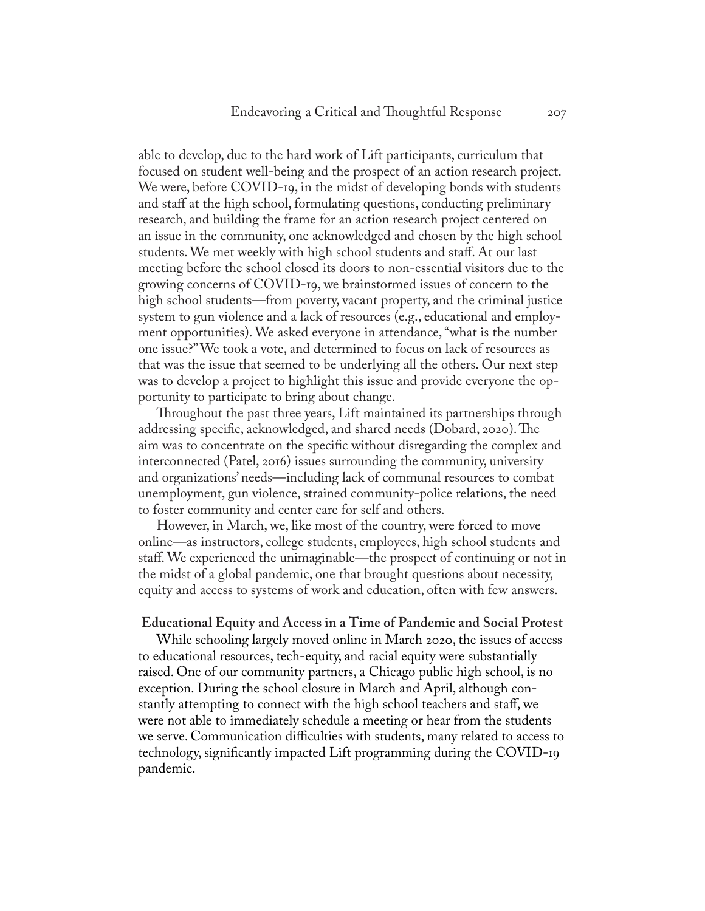able to develop, due to the hard work of Lift participants, curriculum that focused on student well-being and the prospect of an action research project. We were, before COVID-19, in the midst of developing bonds with students and staff at the high school, formulating questions, conducting preliminary research, and building the frame for an action research project centered on an issue in the community, one acknowledged and chosen by the high school students. We met weekly with high school students and staff. At our last meeting before the school closed its doors to non-essential visitors due to the growing concerns of COVID-19, we brainstormed issues of concern to the high school students—from poverty, vacant property, and the criminal justice system to gun violence and a lack of resources (e.g., educational and employment opportunities). We asked everyone in attendance, "what is the number one issue?" We took a vote, and determined to focus on lack of resources as that was the issue that seemed to be underlying all the others. Our next step was to develop a project to highlight this issue and provide everyone the opportunity to participate to bring about change.

Throughout the past three years, Lift maintained its partnerships through addressing specific, acknowledged, and shared needs (Dobard, 2020). The aim was to concentrate on the specific without disregarding the complex and interconnected (Patel, 2016) issues surrounding the community, university and organizations' needs—including lack of communal resources to combat unemployment, gun violence, strained community-police relations, the need to foster community and center care for self and others.

However, in March, we, like most of the country, were forced to move online—as instructors, college students, employees, high school students and staff. We experienced the unimaginable—the prospect of continuing or not in the midst of a global pandemic, one that brought questions about necessity, equity and access to systems of work and education, often with few answers.

## Educational Equity and Access in a Time of Pandemic and Social Protest

While schooling largely moved online in March 2020, the issues of access to educational resources, tech-equity, and racial equity were substantially raised. One of our community partners, a Chicago public high school, is no exception. During the school closure in March and April, although constantly attempting to connect with the high school teachers and staff, we were not able to immediately schedule a meeting or hear from the students we serve. Communication difficulties with students, many related to access to technology, significantly impacted Lift programming during the COVID-19 pandemic.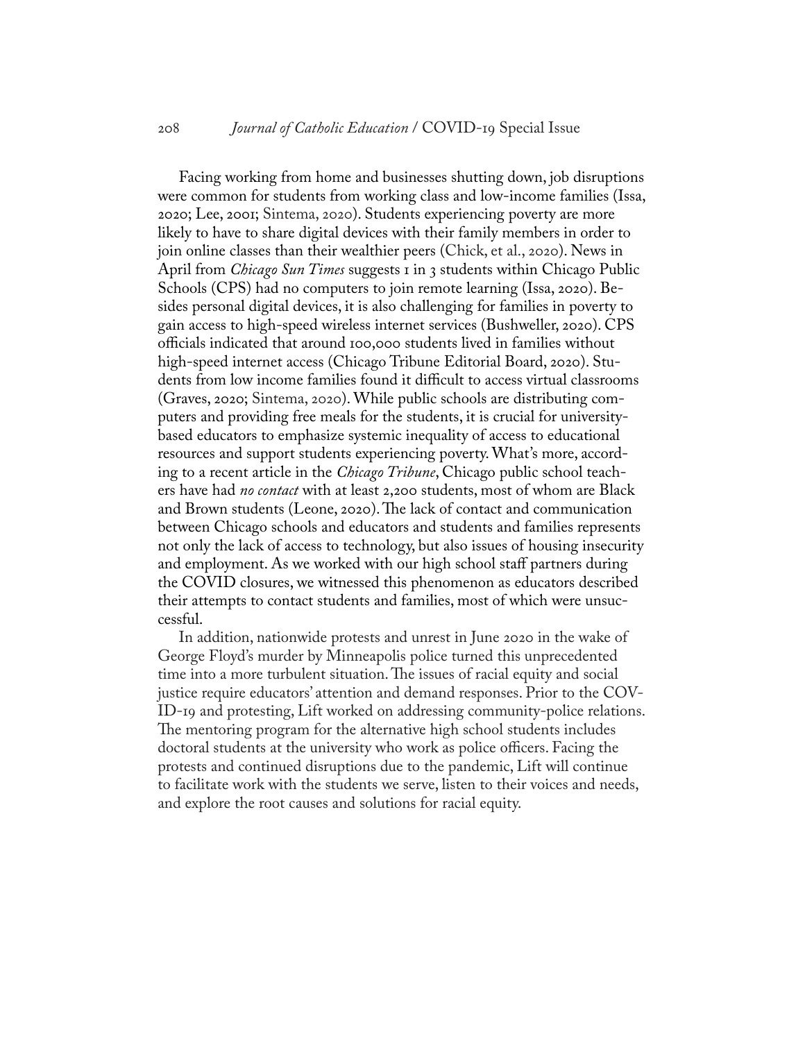Facing working from home and businesses shutting down, job disruptions were common for students from working class and low-income families (Issa, 2020; Lee, 2001; Sintema, 2020). Students experiencing poverty are more likely to have to share digital devices with their family members in order to join online classes than their wealthier peers (Chick, et al., 2020). News in April from *Chicago Sun Times* suggests 1 in 3 students within Chicago Public Schools (CPS) had no computers to join remote learning (Issa, 2020). Besides personal digital devices, it is also challenging for families in poverty to gain access to high-speed wireless internet services (Bushweller, 2020). CPS officials indicated that around 100,000 students lived in families without high-speed internet access (Chicago Tribune Editorial Board, 2020). Students from low income families found it difficult to access virtual classrooms (Graves, 2020; Sintema, 2020). While public schools are distributing computers and providing free meals for the students, it is crucial for university-based educators to emphasize systemic inequality of access to educational resources and support students experiencing poverty. What's more, according to a recent article in the *Chicago Tribune*, Chicago public school teachers have had *no contact* with at least 2,200 students, most of whom are Black and Brown students (Leone, 2020). The lack of contact and communication between Chicago schools and educators and students and families represents not only the lack of access to technology, but also issues of housing insecurity and employment. As we worked with our high school staff partners during the COVID closures, we witnessed this phenomenon as educators described their attempts to contact students and families, most of which were unsuccessful.

In addition, nationwide protests and unrest in June 2020 in the wake of George Floyd's murder by Minneapolis police turned this unprecedented time into a more turbulent situation. The issues of racial equity and social justice require educators' attention and demand responses. Prior to the COVID-19 and protesting, Lift worked on addressing community-police relations. The mentoring program for the alternative high school students includes doctoral students at the university who work as police officers. Facing the protests and continued disruptions due to the pandemic, Lift will continue to facilitate work with the students we serve, listen to their voices and needs, and explore the root causes and solutions for racial equity.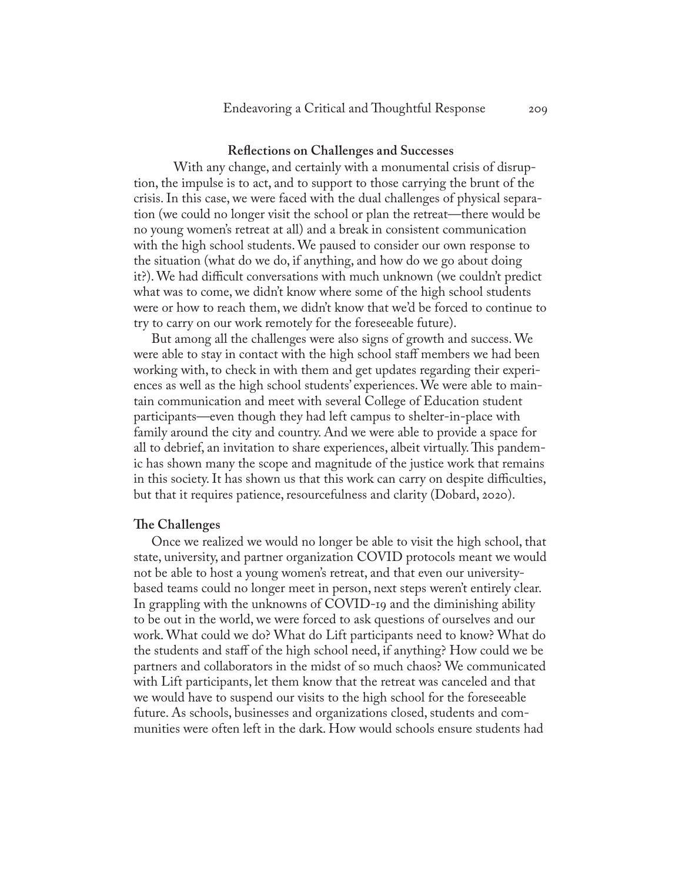**Reflections on Challenges and Successes**

With any change, and certainly with a monumental crisis of disruption, the impulse is to act, and to support to those carrying the brunt of the crisis. In this case, we were faced with the dual challenges of physical separation (we could no longer visit the school or plan the retreat—there would be no young women's retreat at all) and a break in consistent communication with the high school students. We paused to consider our own response to the situation (what do we do, if anything, and how do we go about doing it?). We had difficult conversations with much unknown (we couldn't predict what was to come, we didn't know where some of the high school students were or how to reach them, we didn't know that we'd be forced to continue to try to carry on our work remotely for the foreseeable future).

But among all the challenges were also signs of growth and success. We were able to stay in contact with the high school staff members we had been working with, to check in with them and get updates regarding their experiences as well as the high school students' experiences. We were able to maintain communication and meet with several College of Education student participants—even though they had left campus to shelter-in-place with family around the city and country. And we were able to provide a space for all to debrief, an invitation to share experiences, albeit virtually. This pandemic has shown many the scope and magnitude of the justice work that remains in this society. It has shown us that this work can carry on despite difficulties, but that it requires patience, resourcefulness and clarity (Dobard, 2020).

**The Challenges**

Once we realized we would no longer be able to visit the high school, that state, university, and partner organization COVID protocols meant we would not be able to host a young women's retreat, and that even our university-based teams could no longer meet in person, next steps weren't entirely clear. In grappling with the unknowns of COVID-19 and the diminishing ability to be out in the world, we were forced to ask questions of ourselves and our work. What could we do? What do Lift participants need to know? What do the students and staff of the high school need, if anything? How could we be partners and collaborators in the midst of so much chaos? We communicated with Lift participants, let them know that the retreat was canceled and that we would have to suspend our visits to the high school for the foreseeable future. As schools, businesses and organizations closed, students and communities were often left in the dark. How would schools ensure students had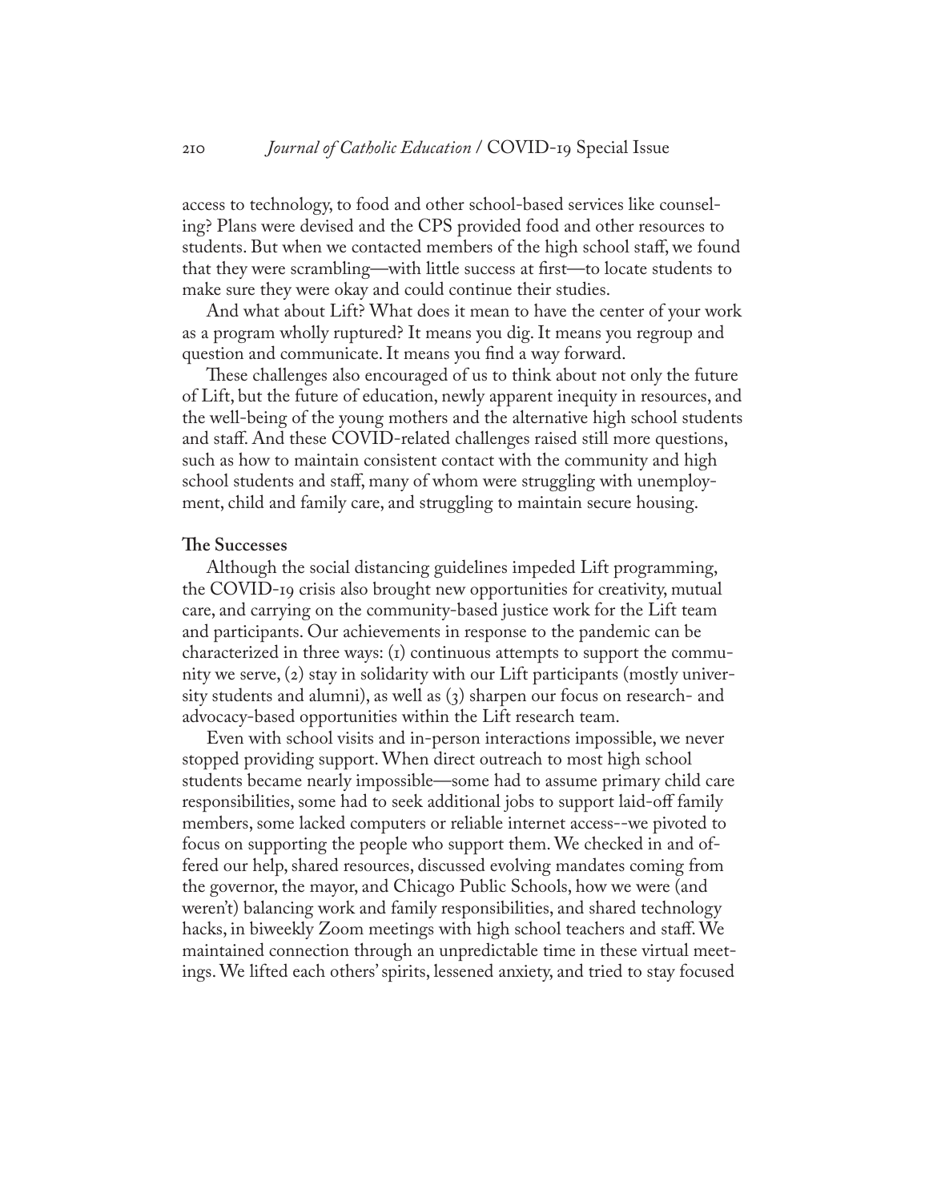access to technology, to food and other school-based services like counseling? Plans were devised and the CPS provided food and other resources to students. But when we contacted members of the high school staff, we found that they were scrambling—with little success at first—to locate students to make sure they were okay and could continue their studies.

And what about Lift? What does it mean to have the center of your work as a program wholly ruptured? It means you dig. It means you regroup and question and communicate. It means you find a way forward.

These challenges also encouraged of us to think about not only the future of Lift, but the future of education, newly apparent inequity in resources, and the well-being of the young mothers and the alternative high school students and staff. And these COVID-related challenges raised still more questions, such as how to maintain consistent contact with the community and high school students and staff, many of whom were struggling with unemployment, child and family care, and struggling to maintain secure housing.

**The Successes**

Although the social distancing guidelines impeded Lift programming, the COVID-19 crisis also brought new opportunities for creativity, mutual care, and carrying on the community-based justice work for the Lift team and participants. Our achievements in response to the pandemic can be characterized in three ways: (1) continuous attempts to support the community we serve, (2) stay in solidarity with our Lift participants (mostly university students and alumni), as well as (3) sharpen our focus on research- and advocacy-based opportunities within the Lift research team.

Even with school visits and in-person interactions impossible, we never stopped providing support. When direct outreach to most high school students became nearly impossible—some had to assume primary child care responsibilities, some had to seek additional jobs to support laid-off family members, some lacked computers or reliable internet access--we pivoted to focus on supporting the people who support them. We checked in and offered our help, shared resources, discussed evolving mandates coming from the governor, the mayor, and Chicago Public Schools, how we were (and weren't) balancing work and family responsibilities, and shared technology hacks, in biweekly Zoom meetings with high school teachers and staff. We maintained connection through an unpredictable time in these virtual meetings. We lifted each others' spirits, lessened anxiety, and tried to stay focused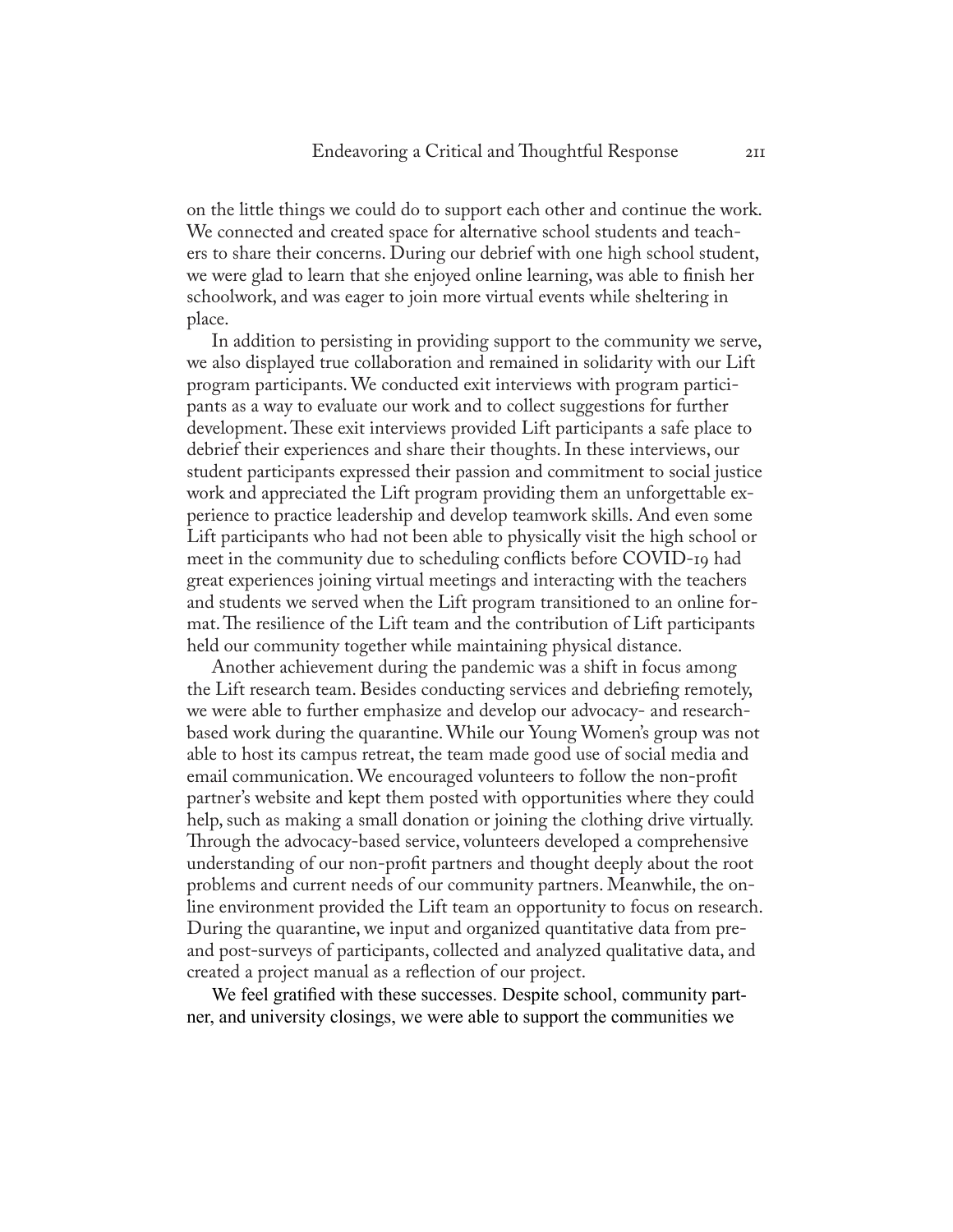on the little things we could do to support each other and continue the work. We connected and created space for alternative school students and teachers to share their concerns. During our debrief with one high school student, we were glad to learn that she enjoyed online learning, was able to finish her schoolwork, and was eager to join more virtual events while sheltering in place.

In addition to persisting in providing support to the community we serve, we also displayed true collaboration and remained in solidarity with our Lift program participants. We conducted exit interviews with program participants as a way to evaluate our work and to collect suggestions for further development. These exit interviews provided Lift participants a safe place to debrief their experiences and share their thoughts. In these interviews, our student participants expressed their passion and commitment to social justice work and appreciated the Lift program providing them an unforgettable experience to practice leadership and develop teamwork skills. And even some Lift participants who had not been able to physically visit the high school or meet in the community due to scheduling conflicts before COVID-19 had great experiences joining virtual meetings and interacting with the teachers and students we served when the Lift program transitioned to an online format. The resilience of the Lift team and the contribution of Lift participants held our community together while maintaining physical distance.

Another achievement during the pandemic was a shift in focus among the Lift research team. Besides conducting services and debriefing remotely, we were able to further emphasize and develop our advocacy- and research-based work during the quarantine. While our Young Women's group was not able to host its campus retreat, the team made good use of social media and email communication. We encouraged volunteers to follow the non-profit partner's website and kept them posted with opportunities where they could help, such as making a small donation or joining the clothing drive virtually. Through the advocacy-based service, volunteers developed a comprehensive understanding of our non-profit partners and thought deeply about the root problems and current needs of our community partners. Meanwhile, the online environment provided the Lift team an opportunity to focus on research. During the quarantine, we input and organized quantitative data from pre- and post-surveys of participants, collected and analyzed qualitative data, and created a project manual as a reflection of our project.

We feel gratified with these successes. Despite school, community partner, and university closings, we were able to support the communities we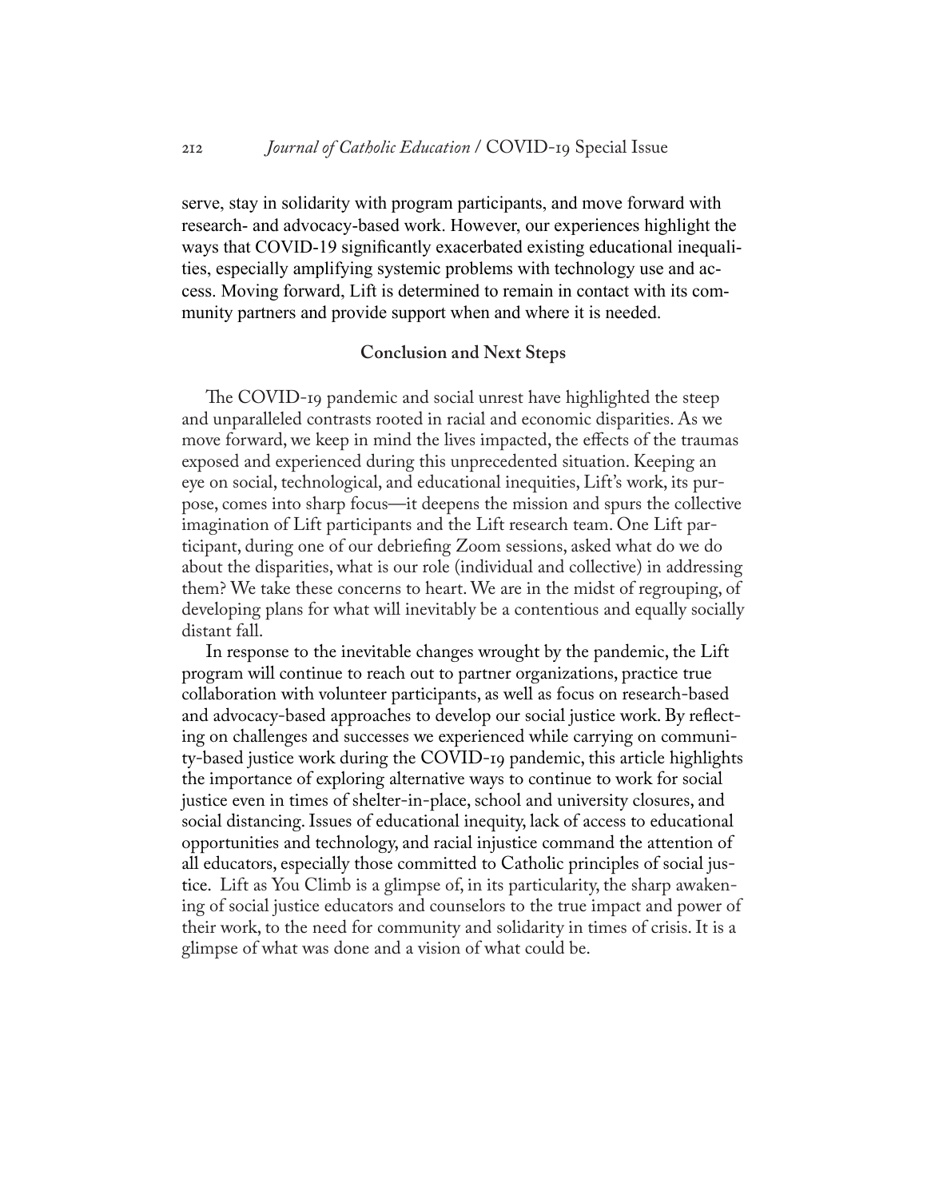serve, stay in solidarity with program participants, and move forward with research- and advocacy-based work. However, our experiences highlight the ways that COVID-19 significantly exacerbated existing educational inequalities, especially amplifying systemic problems with technology use and access. Moving forward, Lift is determined to remain in contact with its community partners and provide support when and where it is needed.

### Conclusion and Next Steps

The COVID-19 pandemic and social unrest have highlighted the steep and unparalleled contrasts rooted in racial and economic disparities. As we move forward, we keep in mind the lives impacted, the effects of the traumas exposed and experienced during this unprecedented situation. Keeping an eye on social, technological, and educational inequities, Lift's work, its purpose, comes into sharp focus—it deepens the mission and spurs the collective imagination of Lift participants and the Lift research team. One Lift participant, during one of our debriefing Zoom sessions, asked what do we do about the disparities, what is our role (individual and collective) in addressing them? We take these concerns to heart. We are in the midst of regrouping, of developing plans for what will inevitably be a contentious and equally socially distant fall.

In response to the inevitable changes wrought by the pandemic, the Lift program will continue to reach out to partner organizations, practice true collaboration with volunteer participants, as well as focus on research-based and advocacy-based approaches to develop our social justice work. By reflecting on challenges and successes we experienced while carrying on community-based justice work during the COVID-19 pandemic, this article highlights the importance of exploring alternative ways to continue to work for social justice even in times of shelter-in-place, school and university closures, and social distancing. Issues of educational inequity, lack of access to educational opportunities and technology, and racial injustice command the attention of all educators, especially those committed to Catholic principles of social justice. Lift as You Climb is a glimpse of, in its particularity, the sharp awakening of social justice educators and counselors to the true impact and power of their work, to the need for community and solidarity in times of crisis. It is a glimpse of what was done and a vision of what could be.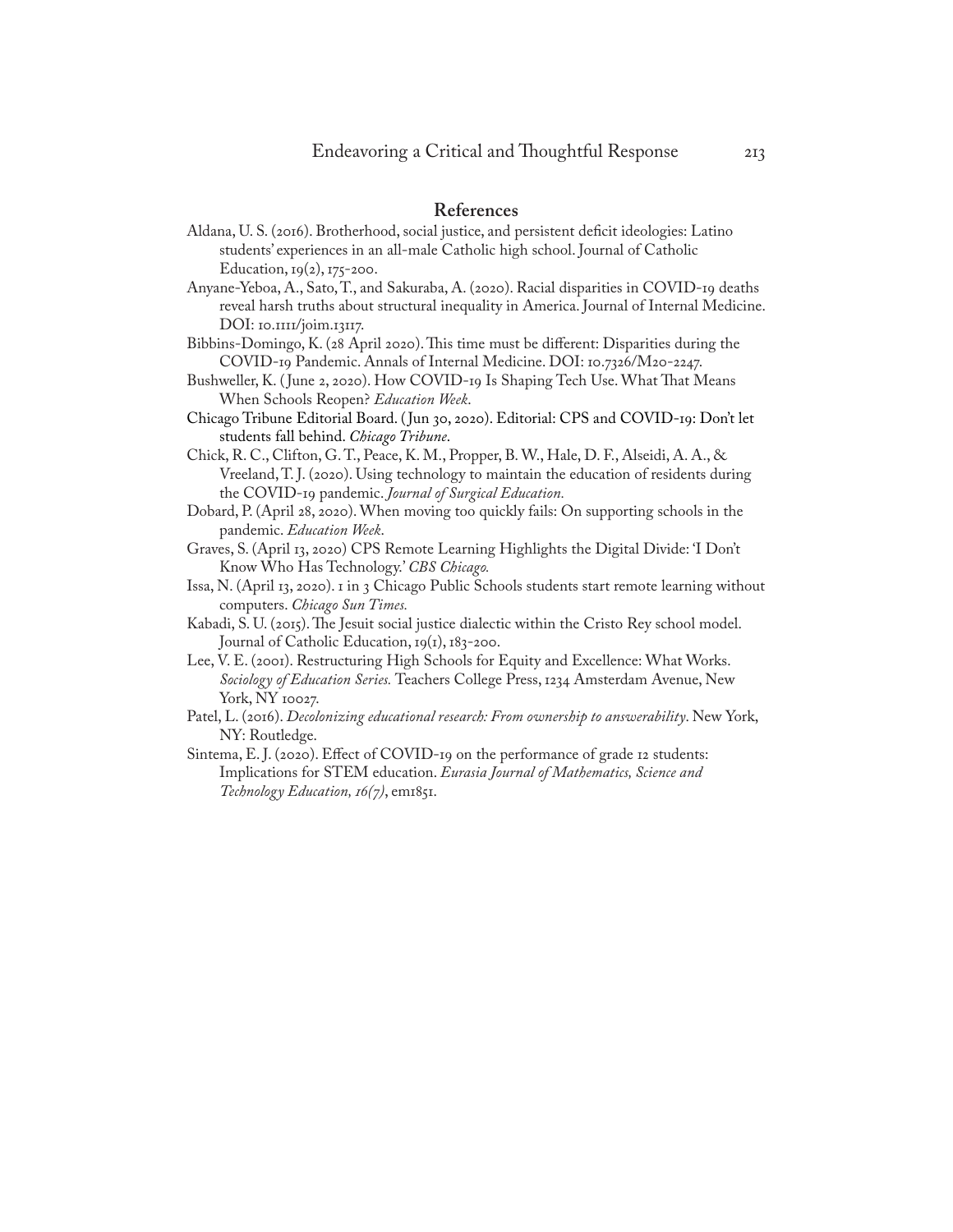## References

Aldana, U. S. (2016). Brotherhood, social justice, and persistent deficit ideologies: Latino students' experiences in an all-male Catholic high school. Journal of Catholic Education, 19(2), 175-200.

Anyane-Yeboa, A., Sato, T., and Sakuraba, A. (2020). Racial disparities in COVID-19 deaths reveal harsh truths about structural inequality in America. Journal of Internal Medicine. DOI: 10.1111/joim.13117.

Bibbins-Domingo, K. (28 April 2020). This time must be different: Disparities during the COVID-19 Pandemic. Annals of Internal Medicine. DOI: 10.7326/M20-2247.

Bushweller, K. (June 2, 2020). How COVID-19 Is Shaping Tech Use. What That Means When Schools Reopen? *Education Week*.

Chicago Tribune Editorial Board. (Jun 30, 2020). Editorial: CPS and COVID-19: Don't let students fall behind. *Chicago Tribune*.

Chick, R. C., Clifton, G. T., Peace, K. M., Propper, B. W., Hale, D. F., Alseidi, A. A., & Vreeland, T. J. (2020). Using technology to maintain the education of residents during the COVID-19 pandemic. *Journal of Surgical Education.*

Dobard, P. (April 28, 2020). When moving too quickly fails: On supporting schools in the pandemic. *Education Week*.

Graves, S. (April 13, 2020) CPS Remote Learning Highlights the Digital Divide: 'I Don't Know Who Has Technology.' *CBS Chicago.*

Issa, N. (April 13, 2020). 1 in 3 Chicago Public Schools students start remote learning without computers. *Chicago Sun Times.*

Kabadi, S. U. (2015). The Jesuit social justice dialectic within the Cristo Rey school model. Journal of Catholic Education, 19(1), 183-200.

Lee, V. E. (2001). Restructuring High Schools for Equity and Excellence: What Works. *Sociology of Education Series.* Teachers College Press, 1234 Amsterdam Avenue, New York, NY 10027.

Patel, L. (2016). *Decolonizing educational research: From ownership to answerability*. New York, NY: Routledge.

Sintema, E. J. (2020). Effect of COVID-19 on the performance of grade 12 students: Implications for STEM education. *Eurasia Journal of Mathematics, Science and Technology Education, 16(7)*, em1851.